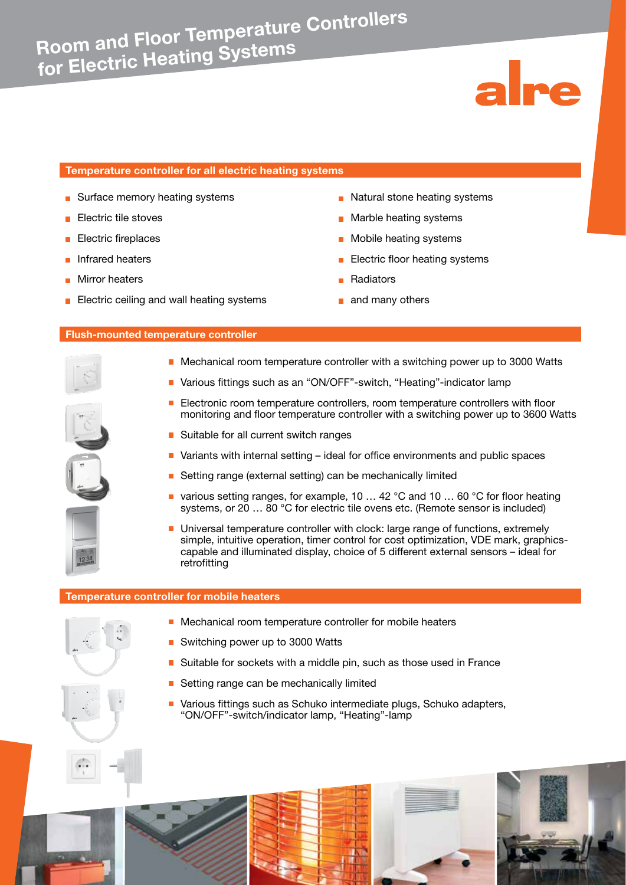# Room and Floor Temperature Controllers for Electric Heating Systems

alre

## Temperature controller for all electric heating systems

- Surface memory heating systems
- Electric tile stoves
- Electric fireplaces
- Infrared heaters
- Mirror heaters
- Electric ceiling and wall heating systems
- Natural stone heating systems
- Marble heating systems
- Mobile heating systems
- Electric floor heating systems
- Radiators
- and many others

## Flush-mounted temperature controller

- Mechanical room temperature controller with a switching power up to 3000 Watts
- Various fittings such as an “ON/OFF”-switch, “Heating”-indicator lamp
- Electronic room temperature controllers, room temperature controllers with floor monitoring and floor temperature controller with a switching power up to 3600 Watts
- Suitable for all current switch ranges
- Variants with internal setting – ideal for office environments and public spaces
- Setting range (external setting) can be mechanically limited
- various setting ranges, for example, 10 … 42 °C and 10 … 60 °C for floor heating systems, or 20 … 80 °C for electric tile ovens etc. (Remote sensor is included)
- Universal temperature controller with clock: large range of functions, extremely simple, intuitive operation, timer control for cost optimization, VDE mark, graphics-capable and illuminated display, choice of 5 different external sensors – ideal for retrofitting

## Temperature controller for mobile heaters

- Mechanical room temperature controller for mobile heaters
- Switching power up to 3000 Watts
- Suitable for sockets with a middle pin, such as those used in France
- Setting range can be mechanically limited
- Various fittings such as Schuko intermediate plugs, Schuko adapters, “ON/OFF”-switch/indicator lamp, “Heating”-lamp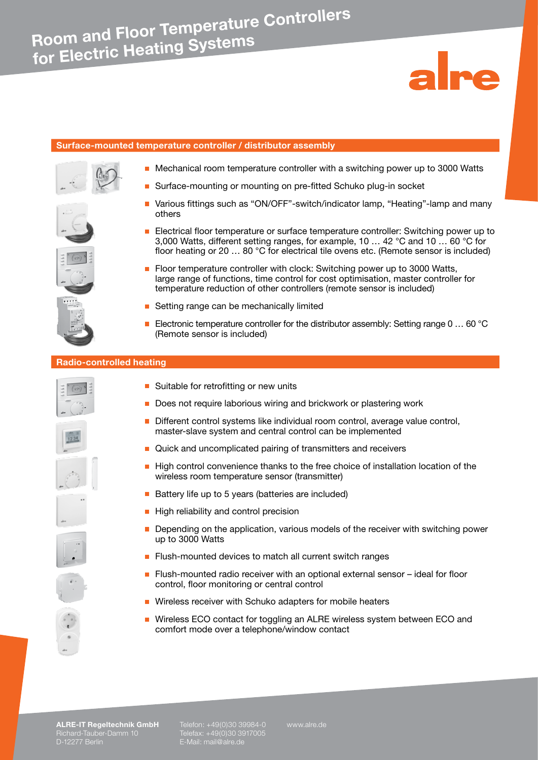# Room and Floor Temperature Controllers for Electric Heating Systems

alre

## Surface-mounted temperature controller / distributor assembly

- Mechanical room temperature controller with a switching power up to 3000 Watts
- Surface-mounting or mounting on pre-fitted Schuko plug-in socket
- Various fittings such as "ON/OFF"-switch/indicator lamp, "Heating"-lamp and many others
- Electrical floor temperature or surface temperature controller: Switching power up to 3,000 Watts, different setting ranges, for example, 10 … 42 °C and 10 … 60 °C for floor heating or 20 … 80 °C for electrical tile ovens etc. (Remote sensor is included)
- Floor temperature controller with clock: Switching power up to 3000 Watts, large range of functions, time control for cost optimisation, master controller for temperature reduction of other controllers (remote sensor is included)
- Setting range can be mechanically limited
- Electronic temperature controller for the distributor assembly: Setting range 0 … 60 °C (Remote sensor is included)

## Radio-controlled heating

- Suitable for retrofitting or new units
- Does not require laborious wiring and brickwork or plastering work
- Different control systems like individual room control, average value control, master-slave system and central control can be implemented
- Quick and uncomplicated pairing of transmitters and receivers
- High control convenience thanks to the free choice of installation location of the wireless room temperature sensor (transmitter)
- Battery life up to 5 years (batteries are included)
- High reliability and control precision
- Depending on the application, various models of the receiver with switching power up to 3000 Watts
- Flush-mounted devices to match all current switch ranges
- Flush-mounted radio receiver with an optional external sensor – ideal for floor control, floor monitoring or central control
- Wireless receiver with Schuko adapters for mobile heaters
- Wireless ECO contact for toggling an ALRE wireless system between ECO and comfort mode over a telephone/window contact

**ALRE-IT Regeltechnik GmbH**
Richard-Tauber-Damm 10
D-12277 Berlin

Telefon: +49(0)30 39984-0
Telefax: +49(0)30 3917005
E-Mail: mail@alre.de

www.alre.de